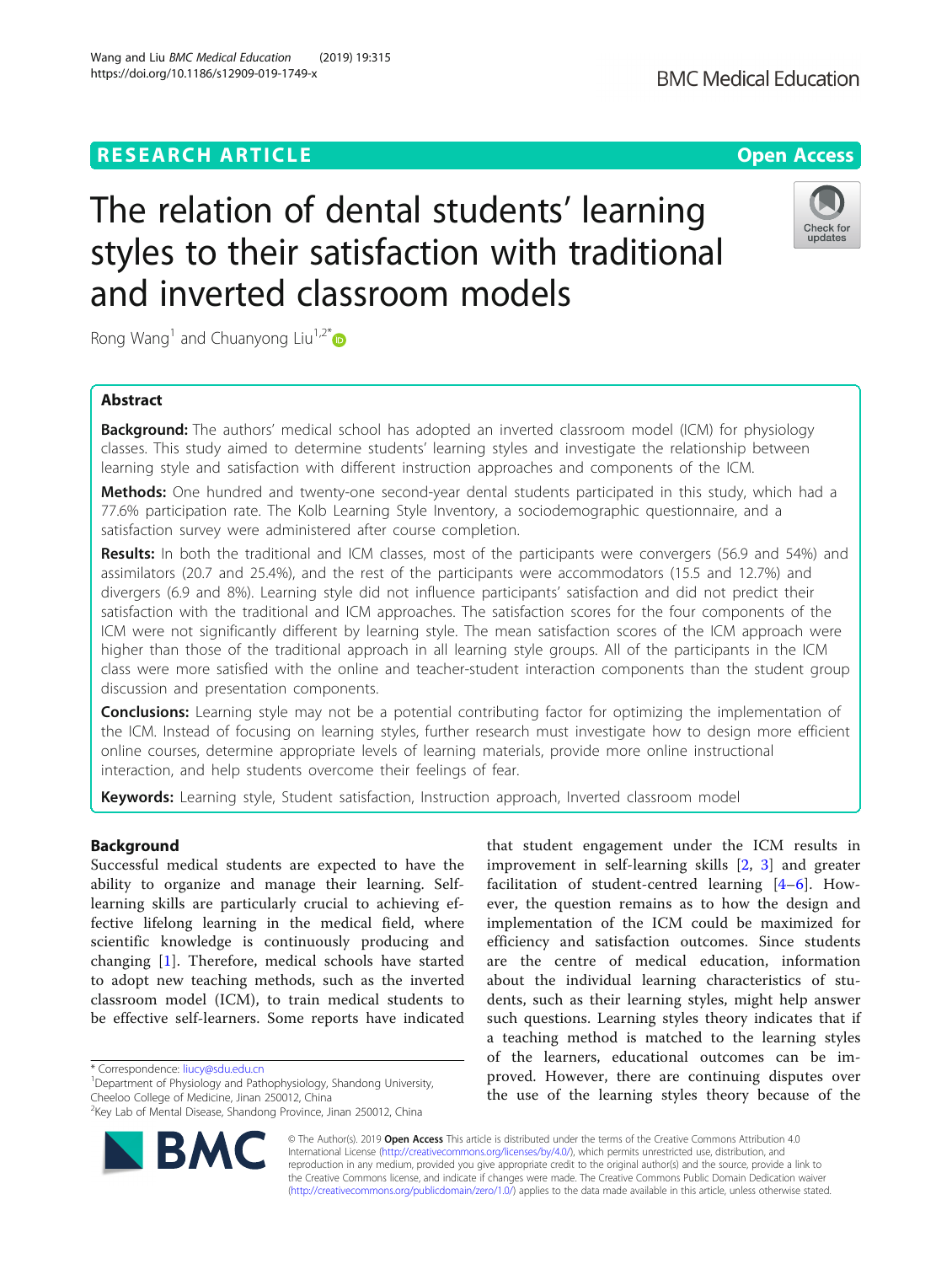RESEARCH ARTICLE

Open Access

# The relation of dental students' learning styles to their satisfaction with traditional and inverted classroom models

Rong Wang[1] and Chuanyong Liu[1,2*]

## Abstract

**Background:** The authors' medical school has adopted an inverted classroom model (ICM) for physiology classes. This study aimed to determine students' learning styles and investigate the relationship between learning style and satisfaction with different instruction approaches and components of the ICM.

**Methods:** One hundred and twenty-one second-year dental students participated in this study, which had a 77.6% participation rate. The Kolb Learning Style Inventory, a sociodemographic questionnaire, and a satisfaction survey were administered after course completion.

**Results:** In both the traditional and ICM classes, most of the participants were convergers (56.9 and 54%) and assimilators (20.7 and 25.4%), and the rest of the participants were accommodators (15.5 and 12.7%) and divergers (6.9 and 8%). Learning style did not influence participants' satisfaction and did not predict their satisfaction with the traditional and ICM approaches. The satisfaction scores for the four components of the ICM were not significantly different by learning style. The mean satisfaction scores of the ICM approach were higher than those of the traditional approach in all learning style groups. All of the participants in the ICM class were more satisfied with the online and teacher-student interaction components than the student group discussion and presentation components.

**Conclusions:** Learning style may not be a potential contributing factor for optimizing the implementation of the ICM. Instead of focusing on learning styles, further research must investigate how to design more efficient online courses, determine appropriate levels of learning materials, provide more online instructional interaction, and help students overcome their feelings of fear.

**Keywords:** Learning style, Student satisfaction, Instruction approach, Inverted classroom model

## Background

Successful medical students are expected to have the ability to organize and manage their learning. Self-learning skills are particularly crucial to achieving effective lifelong learning in the medical field, where scientific knowledge is continuously producing and changing [1]. Therefore, medical schools have started to adopt new teaching methods, such as the inverted classroom model (ICM), to train medical students to be effective self-learners. Some reports have indicated that student engagement under the ICM results in improvement in self-learning skills [2, 3] and greater facilitation of student-centred learning [4–6]. However, the question remains as to how the design and implementation of the ICM could be maximized for efficiency and satisfaction outcomes. Since students are the centre of medical education, information about the individual learning characteristics of students, such as their learning styles, might help answer such questions. Learning styles theory indicates that if a teaching method is matched to the learning styles of the learners, educational outcomes can be improved. However, there are continuing disputes over the use of the learning styles theory because of the

\* Correspondence: liucy@sdu.edu.cn
[1]Department of Physiology and Pathophysiology, Shandong University, Cheeloo College of Medicine, Jinan 250012, China
[2]Key Lab of Mental Disease, Shandong Province, Jinan 250012, China

© The Author(s). 2019 **Open Access** This article is distributed under the terms of the Creative Commons Attribution 4.0 International License (http://creativecommons.org/licenses/by/4.0/), which permits unrestricted use, distribution, and reproduction in any medium, provided you give appropriate credit to the original author(s) and the source, provide a link to the Creative Commons license, and indicate if changes were made. The Creative Commons Public Domain Dedication waiver (http://creativecommons.org/publicdomain/zero/1.0/) applies to the data made available in this article, unless otherwise stated.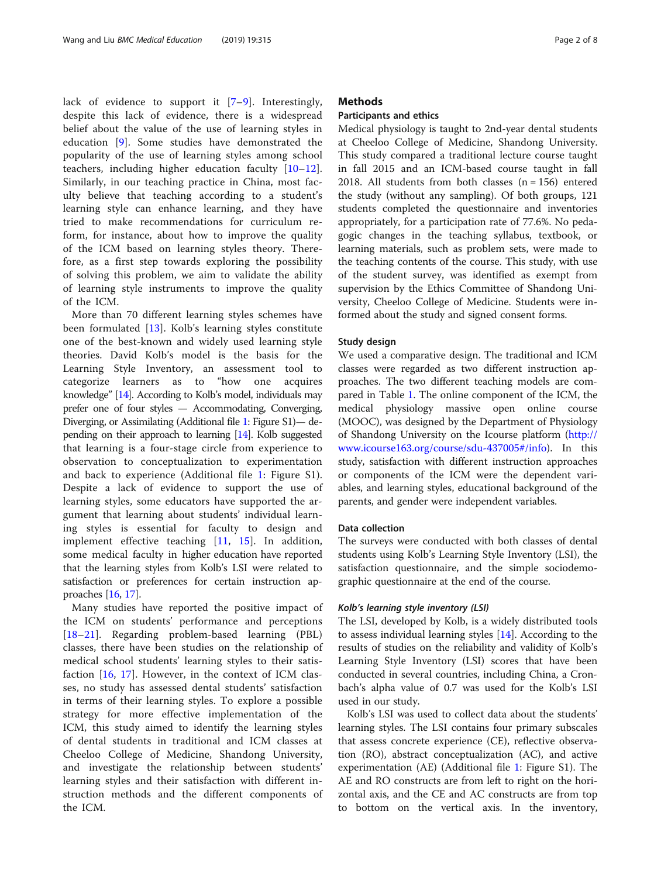lack of evidence to support it [7–9]. Interestingly, despite this lack of evidence, there is a widespread belief about the value of the use of learning styles in education [9]. Some studies have demonstrated the popularity of the use of learning styles among school teachers, including higher education faculty [10–12]. Similarly, in our teaching practice in China, most faculty believe that teaching according to a student's learning style can enhance learning, and they have tried to make recommendations for curriculum reform, for instance, about how to improve the quality of the ICM based on learning styles theory. Therefore, as a first step towards exploring the possibility of solving this problem, we aim to validate the ability of learning style instruments to improve the quality of the ICM.

More than 70 different learning styles schemes have been formulated [13]. Kolb's learning styles constitute one of the best-known and widely used learning style theories. David Kolb's model is the basis for the Learning Style Inventory, an assessment tool to categorize learners as to "how one acquires knowledge" [14]. According to Kolb's model, individuals may prefer one of four styles — Accommodating, Converging, Diverging, or Assimilating (Additional file 1: Figure S1)— depending on their approach to learning [14]. Kolb suggested that learning is a four-stage circle from experience to observation to conceptualization to experimentation and back to experience (Additional file 1: Figure S1). Despite a lack of evidence to support the use of learning styles, some educators have supported the argument that learning about students' individual learning styles is essential for faculty to design and implement effective teaching [11, 15]. In addition, some medical faculty in higher education have reported that the learning styles from Kolb's LSI were related to satisfaction or preferences for certain instruction approaches [16, 17].

Many studies have reported the positive impact of the ICM on students' performance and perceptions [18–21]. Regarding problem-based learning (PBL) classes, there have been studies on the relationship of medical school students' learning styles to their satisfaction [16, 17]. However, in the context of ICM classes, no study has assessed dental students' satisfaction in terms of their learning styles. To explore a possible strategy for more effective implementation of the ICM, this study aimed to identify the learning styles of dental students in traditional and ICM classes at Cheeloo College of Medicine, Shandong University, and investigate the relationship between students' learning styles and their satisfaction with different instruction methods and the different components of the ICM.

## Methods

### Participants and ethics

Medical physiology is taught to 2nd-year dental students at Cheeloo College of Medicine, Shandong University. This study compared a traditional lecture course taught in fall 2015 and an ICM-based course taught in fall 2018. All students from both classes (n = 156) entered the study (without any sampling). Of both groups, 121 students completed the questionnaire and inventories appropriately, for a participation rate of 77.6%. No pedagogic changes in the teaching syllabus, textbook, or learning materials, such as problem sets, were made to the teaching contents of the course. This study, with use of the student survey, was identified as exempt from supervision by the Ethics Committee of Shandong University, Cheeloo College of Medicine. Students were informed about the study and signed consent forms.

### Study design

We used a comparative design. The traditional and ICM classes were regarded as two different instruction approaches. The two different teaching models are compared in Table 1. The online component of the ICM, the medical physiology massive open online course (MOOC), was designed by the Department of Physiology of Shandong University on the Icourse platform (http://www.icourse163.org/course/sdu-437005#/info). In this study, satisfaction with different instruction approaches or components of the ICM were the dependent variables, and learning styles, educational background of the parents, and gender were independent variables.

### Data collection

The surveys were conducted with both classes of dental students using Kolb's Learning Style Inventory (LSI), the satisfaction questionnaire, and the simple sociodemographic questionnaire at the end of the course.

#### *Kolb's learning style inventory (LSI)*

The LSI, developed by Kolb, is a widely distributed tools to assess individual learning styles [14]. According to the results of studies on the reliability and validity of Kolb's Learning Style Inventory (LSI) scores that have been conducted in several countries, including China, a Cronbach's alpha value of 0.7 was used for the Kolb's LSI used in our study.

Kolb's LSI was used to collect data about the students' learning styles. The LSI contains four primary subscales that assess concrete experience (CE), reflective observation (RO), abstract conceptualization (AC), and active experimentation (AE) (Additional file 1: Figure S1). The AE and RO constructs are from left to right on the horizontal axis, and the CE and AC constructs are from top to bottom on the vertical axis. In the inventory,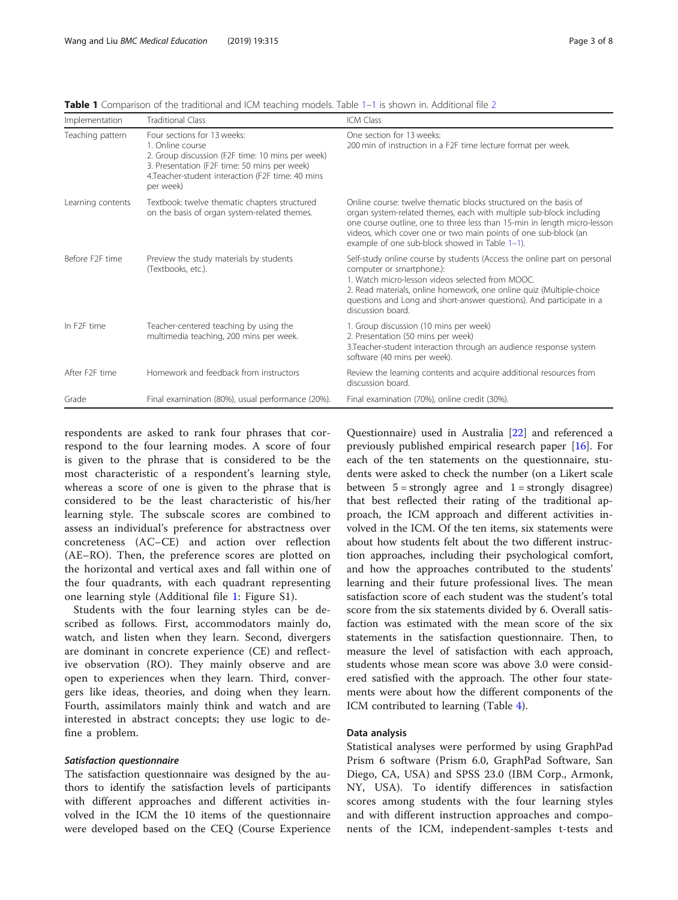**Table 1** Comparison of the traditional and ICM teaching models. Table 1–1 is shown in. Additional file 2

| Implementation | Traditional Class | ICM Class |
| --- | --- | --- |
| Teaching pattern | Four sections for 13 weeks:<br>1. Online course<br>2. Group discussion (F2F time: 10 mins per week)<br>3. Presentation (F2F time: 50 mins per week)<br>4.Teacher-student interaction (F2F time: 40 mins per week) | One section for 13 weeks:<br>200 min of instruction in a F2F time lecture format per week. |
| Learning contents | Textbook: twelve thematic chapters structured on the basis of organ system-related themes. | Online course: twelve thematic blocks structured on the basis of organ system-related themes, each with multiple sub-block including one course outline, one to three less than 15-min in length micro-lesson videos, which cover one or two main points of one sub-block (an example of one sub-block showed in Table 1–1). |
| Before F2F time | Preview the study materials by students (Textbooks, etc.). | Self-study online course by students (Access the online part on personal computer or smartphone.):<br>1. Watch micro-lesson videos selected from MOOC.<br>2. Read materials, online homework, one online quiz (Multiple-choice questions and Long and short-answer questions). And participate in a discussion board. |
| In F2F time | Teacher-centered teaching by using the multimedia teaching, 200 mins per week. | 1. Group discussion (10 mins per week)<br>2. Presentation (50 mins per week)<br>3.Teacher-student interaction through an audience response system software (40 mins per week). |
| After F2F time | Homework and feedback from instructors | Review the learning contents and acquire additional resources from discussion board. |
| Grade | Final examination (80%), usual performance (20%). | Final examination (70%), online credit (30%). |

respondents are asked to rank four phrases that correspond to the four learning modes. A score of four is given to the phrase that is considered to be the most characteristic of a respondent's learning style, whereas a score of one is given to the phrase that is considered to be the least characteristic of his/her learning style. The subscale scores are combined to assess an individual's preference for abstractness over concreteness (AC–CE) and action over reflection (AE–RO). Then, the preference scores are plotted on the horizontal and vertical axes and fall within one of the four quadrants, with each quadrant representing one learning style (Additional file 1: Figure S1).

Students with the four learning styles can be described as follows. First, accommodators mainly do, watch, and listen when they learn. Second, divergers are dominant in concrete experience (CE) and reflective observation (RO). They mainly observe and are open to experiences when they learn. Third, convergers like ideas, theories, and doing when they learn. Fourth, assimilators mainly think and watch and are interested in abstract concepts; they use logic to define a problem.

#### *Satisfaction questionnaire*

The satisfaction questionnaire was designed by the authors to identify the satisfaction levels of participants with different approaches and different activities involved in the ICM the 10 items of the questionnaire were developed based on the CEQ (Course Experience Questionnaire) used in Australia [22] and referenced a previously published empirical research paper [16]. For each of the ten statements on the questionnaire, students were asked to check the number (on a Likert scale between 5 = strongly agree and 1 = strongly disagree) that best reflected their rating of the traditional approach, the ICM approach and different activities involved in the ICM. Of the ten items, six statements were about how students felt about the two different instruction approaches, including their psychological comfort, and how the approaches contributed to the students' learning and their future professional lives. The mean satisfaction score of each student was the student's total score from the six statements divided by 6. Overall satisfaction was estimated with the mean score of the six statements in the satisfaction questionnaire. Then, to measure the level of satisfaction with each approach, students whose mean score was above 3.0 were considered satisfied with the approach. The other four statements were about how the different components of the ICM contributed to learning (Table 4).

### Data analysis

Statistical analyses were performed by using GraphPad Prism 6 software (Prism 6.0, GraphPad Software, San Diego, CA, USA) and SPSS 23.0 (IBM Corp., Armonk, NY, USA). To identify differences in satisfaction scores among students with the four learning styles and with different instruction approaches and components of the ICM, independent-samples t-tests and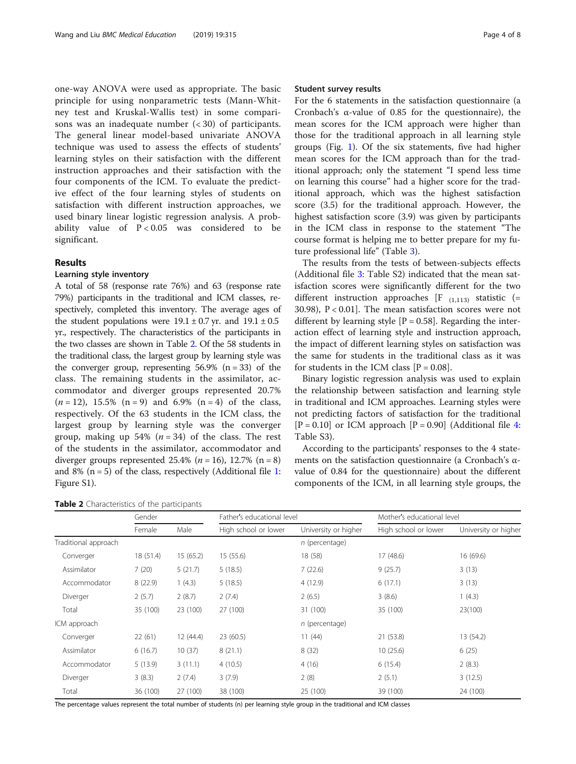one-way ANOVA were used as appropriate. The basic principle for using nonparametric tests (Mann-Whitney test and Kruskal-Wallis test) in some comparisons was an inadequate number (< 30) of participants. The general linear model-based univariate ANOVA technique was used to assess the effects of students' learning styles on their satisfaction with the different instruction approaches and their satisfaction with the four components of the ICM. To evaluate the predictive effect of the four learning styles of students on satisfaction with different instruction approaches, we used binary linear logistic regression analysis. A probability value of $P < 0.05$ was considered to be significant.

## Results

### Learning style inventory

A total of 58 (response rate 76%) and 63 (response rate 79%) participants in the traditional and ICM classes, respectively, completed this inventory. The average ages of the student populations were $19.1 \pm 0.7$ yr. and $19.1 \pm 0.5$ yr., respectively. The characteristics of the participants in the two classes are shown in Table 2. Of the 58 students in the traditional class, the largest group by learning style was the converger group, representing 56.9% (n = 33) of the class. The remaining students in the assimilator, accommodator and diverger groups represented 20.7% (*n* = 12), 15.5% (n = 9) and 6.9% (n = 4) of the class, respectively. Of the 63 students in the ICM class, the largest group by learning style was the converger group, making up 54% (*n* = 34) of the class. The rest of the students in the assimilator, accommodator and diverger groups represented 25.4% (*n* = 16), 12.7% (n = 8) and 8% (n = 5) of the class, respectively (Additional file 1: Figure S1).

### Student survey results

For the 6 statements in the satisfaction questionnaire (a Cronbach's α-value of 0.85 for the questionnaire), the mean scores for the ICM approach were higher than those for the traditional approach in all learning style groups (Fig. 1). Of the six statements, five had higher mean scores for the ICM approach than for the traditional approach; only the statement "I spend less time on learning this course" had a higher score for the traditional approach, which was the highest satisfaction score (3.5) for the traditional approach. However, the highest satisfaction score (3.9) was given by participants in the ICM class in response to the statement "The course format is helping me to better prepare for my future professional life" (Table 3).

The results from the tests of between-subjects effects (Additional file 3: Table S2) indicated that the mean satisfaction scores were significantly different for the two different instruction approaches [$F_{(1,113)}$ statistic (= 30.98), $P < 0.01$]. The mean satisfaction scores were not different by learning style [$P = 0.58$]. Regarding the interaction effect of learning style and instruction approach, the impact of different learning styles on satisfaction was the same for students in the traditional class as it was for students in the ICM class [$P = 0.08$].

Binary logistic regression analysis was used to explain the relationship between satisfaction and learning style in traditional and ICM approaches. Learning styles were not predicting factors of satisfaction for the traditional [$P = 0.10$] or ICM approach [$P = 0.90$] (Additional file 4: Table S3).

According to the participants' responses to the 4 statements on the satisfaction questionnaire (a Cronbach's α-value of 0.84 for the questionnaire) about the different components of the ICM, in all learning style groups, the

**Table 2** Characteristics of the participants

| | Gender | | Father's educational level | | Mother's educational level | |
|---|---|---|---|---|---|---|
| | Female | Male | High school or lower | University or higher | High school or lower | University or higher |
| Traditional approach | | | | *n* (percentage) | | |
| Converger | 18 (51.4) | 15 (65.2) | 15 (55.6) | 18 (58) | 17 (48.6) | 16 (69.6) |
| Assimilator | 7 (20) | 5 (21.7) | 5 (18.5) | 7 (22.6) | 9 (25.7) | 3 (13) |
| Accommodator | 8 (22.9) | 1 (4.3) | 5 (18.5) | 4 (12.9) | 6 (17.1) | 3 (13) |
| Diverger | 2 (5.7) | 2 (8.7) | 2 (7.4) | 2 (6.5) | 3 (8.6) | 1 (4.3) |
| Total | 35 (100) | 23 (100) | 27 (100) | 31 (100) | 35 (100) | 23(100) |
| ICM approach | | | | *n* (percentage) | | |
| Converger | 22 (61) | 12 (44.4) | 23 (60.5) | 11 (44) | 21 (53.8) | 13 (54.2) |
| Assimilator | 6 (16.7) | 10 (37) | 8 (21.1) | 8 (32) | 10 (25.6) | 6 (25) |
| Accommodator | 5 (13.9) | 3 (11.1) | 4 (10.5) | 4 (16) | 6 (15.4) | 2 (8.3) |
| Diverger | 3 (8.3) | 2 (7.4) | 3 (7.9) | 2 (8) | 2 (5.1) | 3 (12.5) |
| Total | 36 (100) | 27 (100) | 38 (100) | 25 (100) | 39 (100) | 24 (100) |

The percentage values represent the total number of students (n) per learning style group in the traditional and ICM classes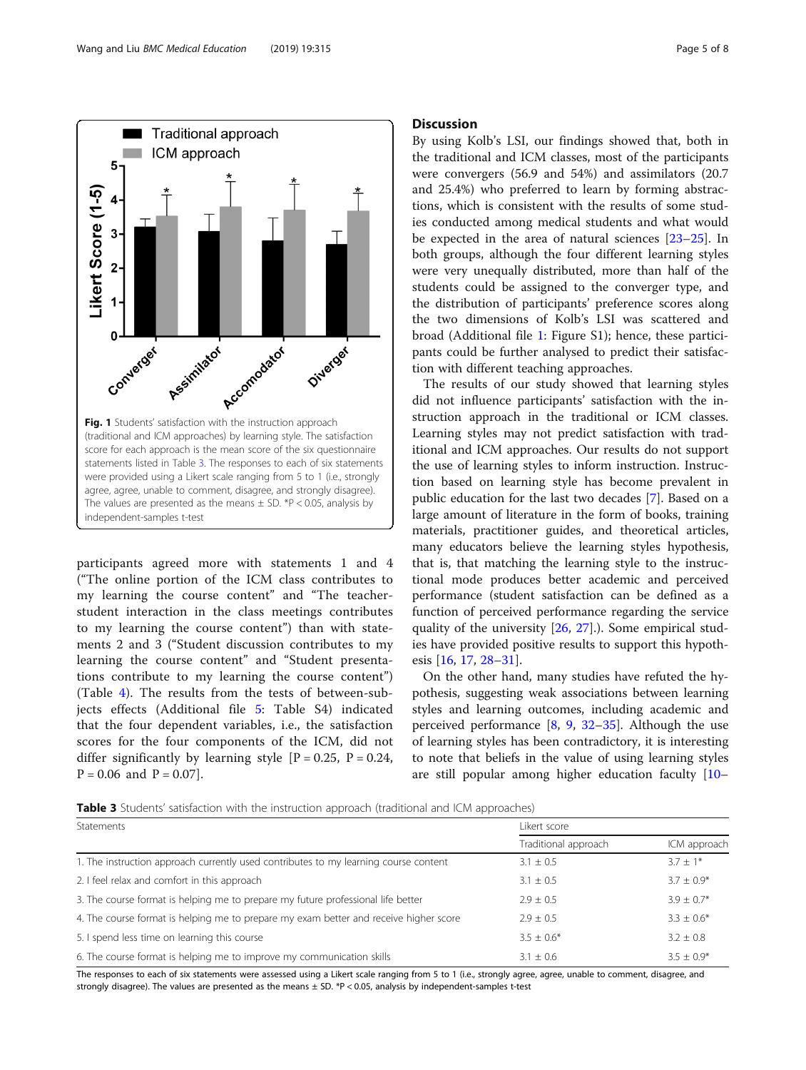Fig. 1 Students' satisfaction with the instruction approach (traditional and ICM approaches) by learning style. The satisfaction score for each approach is the mean score of the six questionnaire statements listed in Table 3. The responses to each of six statements were provided using a Likert scale ranging from 5 to 1 (i.e., strongly agree, agree, unable to comment, disagree, and strongly disagree). The values are presented as the means ± SD. *P < 0.05, analysis by independent-samples t-test

participants agreed more with statements 1 and 4 ("The online portion of the ICM class contributes to my learning the course content" and "The teacher-student interaction in the class meetings contributes to my learning the course content") than with statements 2 and 3 ("Student discussion contributes to my learning the course content" and "Student presentations contribute to my learning the course content") (Table 4). The results from the tests of between-subjects effects (Additional file 5: Table S4) indicated that the four dependent variables, i.e., the satisfaction scores for the four components of the ICM, did not differ significantly by learning style [P = 0.25, P = 0.24, P = 0.06 and P = 0.07].

## Discussion

By using Kolb's LSI, our findings showed that, both in the traditional and ICM classes, most of the participants were convergers (56.9 and 54%) and assimilators (20.7 and 25.4%) who preferred to learn by forming abstractions, which is consistent with the results of some studies conducted among medical students and what would be expected in the area of natural sciences [23–25]. In both groups, although the four different learning styles were very unequally distributed, more than half of the students could be assigned to the converger type, and the distribution of participants' preference scores along the two dimensions of Kolb's LSI was scattered and broad (Additional file 1: Figure S1); hence, these participants could be further analysed to predict their satisfaction with different teaching approaches.

The results of our study showed that learning styles did not influence participants' satisfaction with the instruction approach in the traditional or ICM classes. Learning styles may not predict satisfaction with traditional and ICM approaches. Our results do not support the use of learning styles to inform instruction. Instruction based on learning style has become prevalent in public education for the last two decades [7]. Based on a large amount of literature in the form of books, training materials, practitioner guides, and theoretical articles, many educators believe the learning styles hypothesis, that is, that matching the learning style to the instructional mode produces better academic and perceived performance (student satisfaction can be defined as a function of perceived performance regarding the service quality of the university [26, 27].). Some empirical studies have provided positive results to support this hypothesis [16, 17, 28–31].

On the other hand, many studies have refuted the hypothesis, suggesting weak associations between learning styles and learning outcomes, including academic and perceived performance [8, 9, 32–35]. Although the use of learning styles has been contradictory, it is interesting to note that beliefs in the value of using learning styles are still popular among higher education faculty [10–

**Table 3** Students' satisfaction with the instruction approach (traditional and ICM approaches)

| Statements | Likert score | |
|---|---|---|
| | Traditional approach | ICM approach |
| 1. The instruction approach currently used contributes to my learning course content | 3.1 ± 0.5 | 3.7 ± 1* |
| 2. I feel relax and comfort in this approach | 3.1 ± 0.5 | 3.7 ± 0.9* |
| 3. The course format is helping me to prepare my future professional life better | 2.9 ± 0.5 | 3.9 ± 0.7* |
| 4. The course format is helping me to prepare my exam better and receive higher score | 2.9 ± 0.5 | 3.3 ± 0.6* |
| 5. I spend less time on learning this course | 3.5 ± 0.6* | 3.2 ± 0.8 |
| 6. The course format is helping me to improve my communication skills | 3.1 ± 0.6 | 3.5 ± 0.9* |

The responses to each of six statements were assessed using a Likert scale ranging from 5 to 1 (i.e., strongly agree, agree, unable to comment, disagree, and strongly disagree). The values are presented as the means ± SD. *P < 0.05, analysis by independent-samples t-test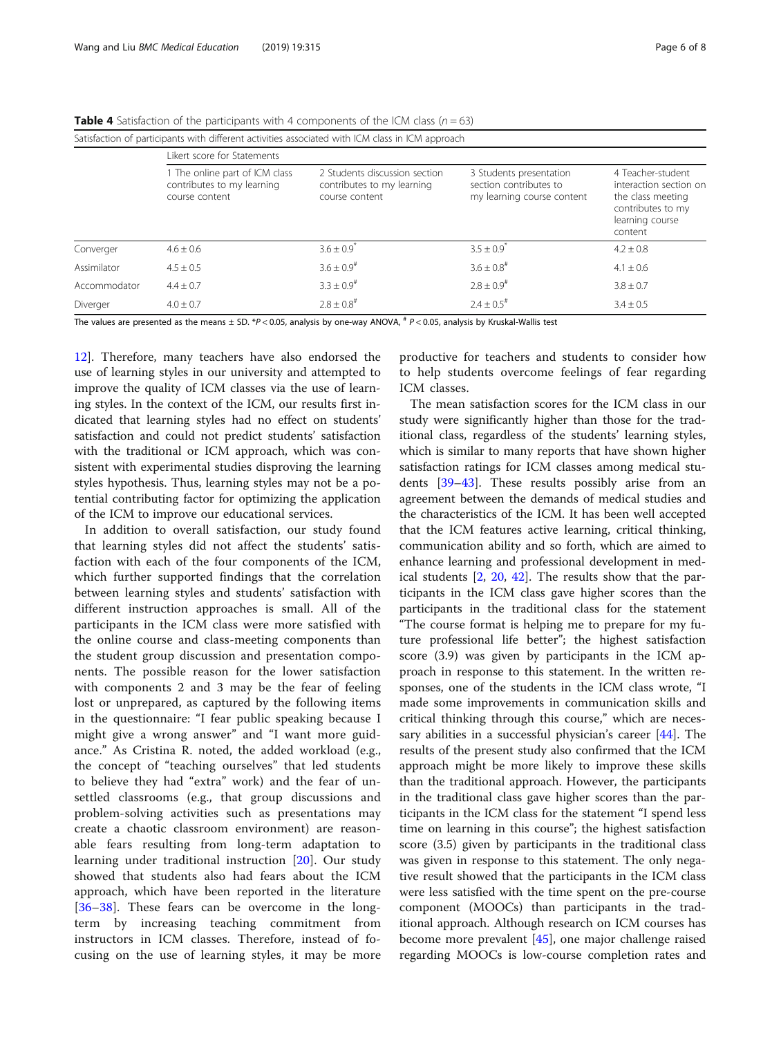**Table 4** Satisfaction of the participants with 4 components of the ICM class ($n = 63$)

| Satisfaction of participants with different activities associated with ICM class in ICM approach | | | | |
|---|---|---|---|---|
| | Likert score for Statements | | | |
| | 1 The online part of ICM class contributes to my learning course content | 2 Students discussion section contributes to my learning course content | 3 Students presentation section contributes to my learning course content | 4 Teacher-student interaction section on the class meeting contributes to my learning course content |
| Converger | 4.6 ± 0.6 | 3.6 ± 0.9* | 3.5 ± 0.9* | 4.2 ± 0.8 |
| Assimilator | 4.5 ± 0.5 | 3.6 ± 0.9# | 3.6 ± 0.8# | 4.1 ± 0.6 |
| Accommodator | 4.4 ± 0.7 | 3.3 ± 0.9# | 2.8 ± 0.9# | 3.8 ± 0.7 |
| Diverger | 4.0 ± 0.7 | 2.8 ± 0.8# | 2.4 ± 0.5# | 3.4 ± 0.5 |

The values are presented as the means ± SD. *$P < 0.05$, analysis by one-way ANOVA, # $P < 0.05$, analysis by Kruskal-Wallis test

12]. Therefore, many teachers have also endorsed the use of learning styles in our university and attempted to improve the quality of ICM classes via the use of learning styles. In the context of the ICM, our results first indicated that learning styles had no effect on students' satisfaction and could not predict students' satisfaction with the traditional or ICM approach, which was consistent with experimental studies disproving the learning styles hypothesis. Thus, learning styles may not be a potential contributing factor for optimizing the application of the ICM to improve our educational services.

In addition to overall satisfaction, our study found that learning styles did not affect the students' satisfaction with each of the four components of the ICM, which further supported findings that the correlation between learning styles and students' satisfaction with different instruction approaches is small. All of the participants in the ICM class were more satisfied with the online course and class-meeting components than the student group discussion and presentation components. The possible reason for the lower satisfaction with components 2 and 3 may be the fear of feeling lost or unprepared, as captured by the following items in the questionnaire: "I fear public speaking because I might give a wrong answer" and "I want more guidance." As Cristina R. noted, the added workload (e.g., the concept of "teaching ourselves" that led students to believe they had "extra" work) and the fear of unsettled classrooms (e.g., that group discussions and problem-solving activities such as presentations may create a chaotic classroom environment) are reasonable fears resulting from long-term adaptation to learning under traditional instruction [20]. Our study showed that students also had fears about the ICM approach, which have been reported in the literature [36–38]. These fears can be overcome in the long-term by increasing teaching commitment from instructors in ICM classes. Therefore, instead of focusing on the use of learning styles, it may be more productive for teachers and students to consider how to help students overcome feelings of fear regarding ICM classes.

The mean satisfaction scores for the ICM class in our study were significantly higher than those for the traditional class, regardless of the students' learning styles, which is similar to many reports that have shown higher satisfaction ratings for ICM classes among medical students [39–43]. These results possibly arise from an agreement between the demands of medical studies and the characteristics of the ICM. It has been well accepted that the ICM features active learning, critical thinking, communication ability and so forth, which are aimed to enhance learning and professional development in medical students [2, 20, 42]. The results show that the participants in the ICM class gave higher scores than the participants in the traditional class for the statement "The course format is helping me to prepare for my future professional life better"; the highest satisfaction score (3.9) was given by participants in the ICM approach in response to this statement. In the written responses, one of the students in the ICM class wrote, "I made some improvements in communication skills and critical thinking through this course," which are necessary abilities in a successful physician's career [44]. The results of the present study also confirmed that the ICM approach might be more likely to improve these skills than the traditional approach. However, the participants in the traditional class gave higher scores than the participants in the ICM class for the statement "I spend less time on learning in this course"; the highest satisfaction score (3.5) given by participants in the traditional class was given in response to this statement. The only negative result showed that the participants in the ICM class were less satisfied with the time spent on the pre-course component (MOOCs) than participants in the traditional approach. Although research on ICM courses has become more prevalent [45], one major challenge raised regarding MOOCs is low-course completion rates and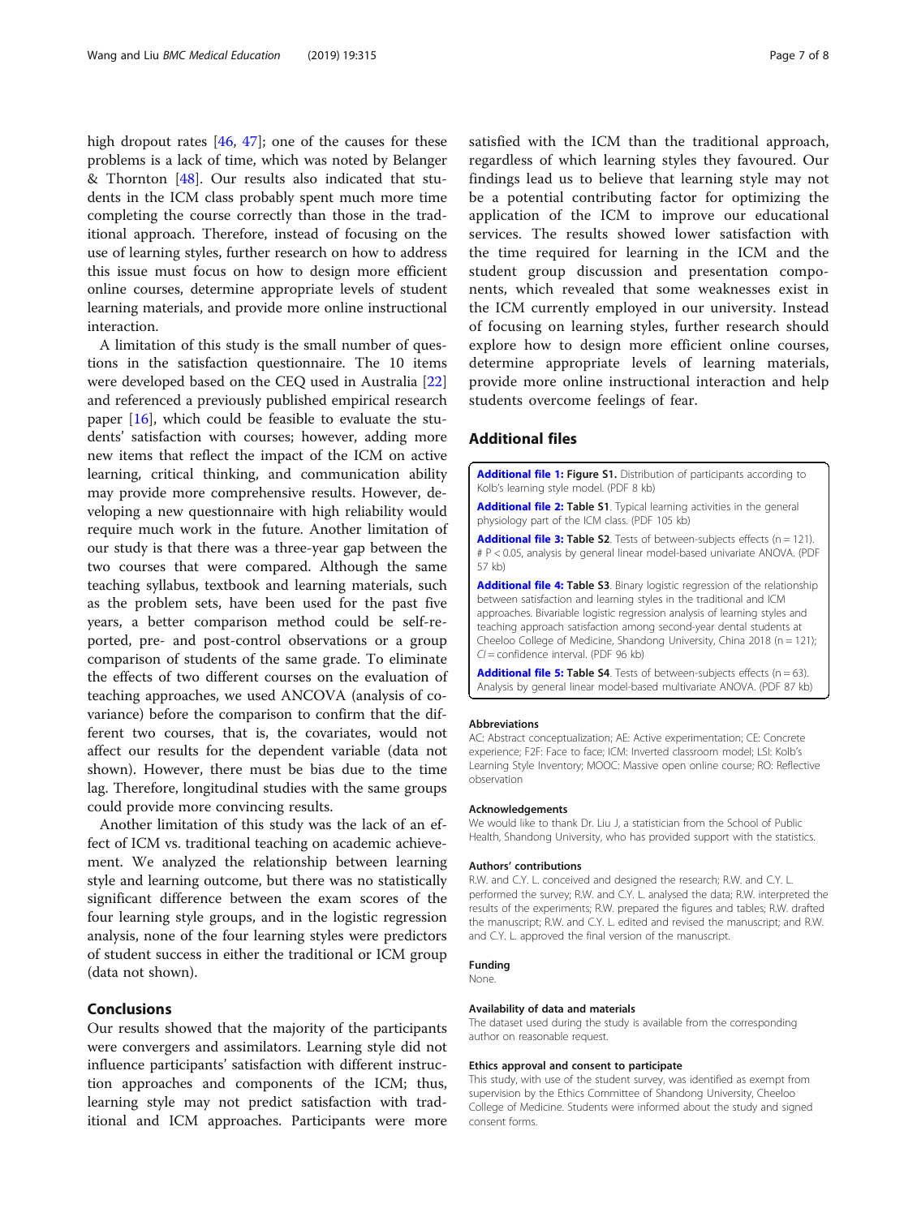high dropout rates [46, 47]; one of the causes for these problems is a lack of time, which was noted by Belanger & Thornton [48]. Our results also indicated that students in the ICM class probably spent much more time completing the course correctly than those in the traditional approach. Therefore, instead of focusing on the use of learning styles, further research on how to address this issue must focus on how to design more efficient online courses, determine appropriate levels of student learning materials, and provide more online instructional interaction.

A limitation of this study is the small number of questions in the satisfaction questionnaire. The 10 items were developed based on the CEQ used in Australia [22] and referenced a previously published empirical research paper [16], which could be feasible to evaluate the students' satisfaction with courses; however, adding more new items that reflect the impact of the ICM on active learning, critical thinking, and communication ability may provide more comprehensive results. However, developing a new questionnaire with high reliability would require much work in the future. Another limitation of our study is that there was a three-year gap between the two courses that were compared. Although the same teaching syllabus, textbook and learning materials, such as the problem sets, have been used for the past five years, a better comparison method could be self-reported, pre- and post-control observations or a group comparison of students of the same grade. To eliminate the effects of two different courses on the evaluation of teaching approaches, we used ANCOVA (analysis of covariance) before the comparison to confirm that the different two courses, that is, the covariates, would not affect our results for the dependent variable (data not shown). However, there must be bias due to the time lag. Therefore, longitudinal studies with the same groups could provide more convincing results.

Another limitation of this study was the lack of an effect of ICM vs. traditional teaching on academic achievement. We analyzed the relationship between learning style and learning outcome, but there was no statistically significant difference between the exam scores of the four learning style groups, and in the logistic regression analysis, none of the four learning styles were predictors of student success in either the traditional or ICM group (data not shown).

## Conclusions

Our results showed that the majority of the participants were convergers and assimilators. Learning style did not influence participants' satisfaction with different instruction approaches and components of the ICM; thus, learning style may not predict satisfaction with traditional and ICM approaches. Participants were more satisfied with the ICM than the traditional approach, regardless of which learning styles they favoured. Our findings lead us to believe that learning style may not be a potential contributing factor for optimizing the application of the ICM to improve our educational services. The results showed lower satisfaction with the time required for learning in the ICM and the student group discussion and presentation components, which revealed that some weaknesses exist in the ICM currently employed in our university. Instead of focusing on learning styles, further research should explore how to design more efficient online courses, determine appropriate levels of learning materials, provide more online instructional interaction and help students overcome feelings of fear.

## Additional files

**Additional file 1: Figure S1.** Distribution of participants according to Kolb's learning style model. (PDF 8 kb)

**Additional file 2: Table S1**. Typical learning activities in the general physiology part of the ICM class. (PDF 105 kb)

**Additional file 3: Table S2**. Tests of between-subjects effects (n = 121). # P < 0.05, analysis by general linear model-based univariate ANOVA. (PDF 57 kb)

**Additional file 4: Table S3**. Binary logistic regression of the relationship between satisfaction and learning styles in the traditional and ICM approaches. Bivariable logistic regression analysis of learning styles and teaching approach satisfaction among second-year dental students at Cheeloo College of Medicine, Shandong University, China 2018 (n = 121); *CI* = confidence interval. (PDF 96 kb)

**Additional file 5: Table S4**. Tests of between-subjects effects (n = 63). Analysis by general linear model-based multivariate ANOVA. (PDF 87 kb)

#### Abbreviations

AC: Abstract conceptualization; AE: Active experimentation; CE: Concrete experience; F2F: Face to face; ICM: Inverted classroom model; LSI: Kolb's Learning Style Inventory; MOOC: Massive open online course; RO: Reflective observation

#### Acknowledgements

We would like to thank Dr. Liu J, a statistician from the School of Public Health, Shandong University, who has provided support with the statistics.

#### Authors' contributions

R.W. and C.Y. L. conceived and designed the research; R.W. and C.Y. L. performed the survey; R.W. and C.Y. L. analysed the data; R.W. interpreted the results of the experiments; R.W. prepared the figures and tables; R.W. drafted the manuscript; R.W. and C.Y. L. edited and revised the manuscript; and R.W. and C.Y. L. approved the final version of the manuscript.

#### Funding

None.

#### Availability of data and materials

The dataset used during the study is available from the corresponding author on reasonable request.

#### Ethics approval and consent to participate

This study, with use of the student survey, was identified as exempt from supervision by the Ethics Committee of Shandong University, Cheeloo College of Medicine. Students were informed about the study and signed consent forms.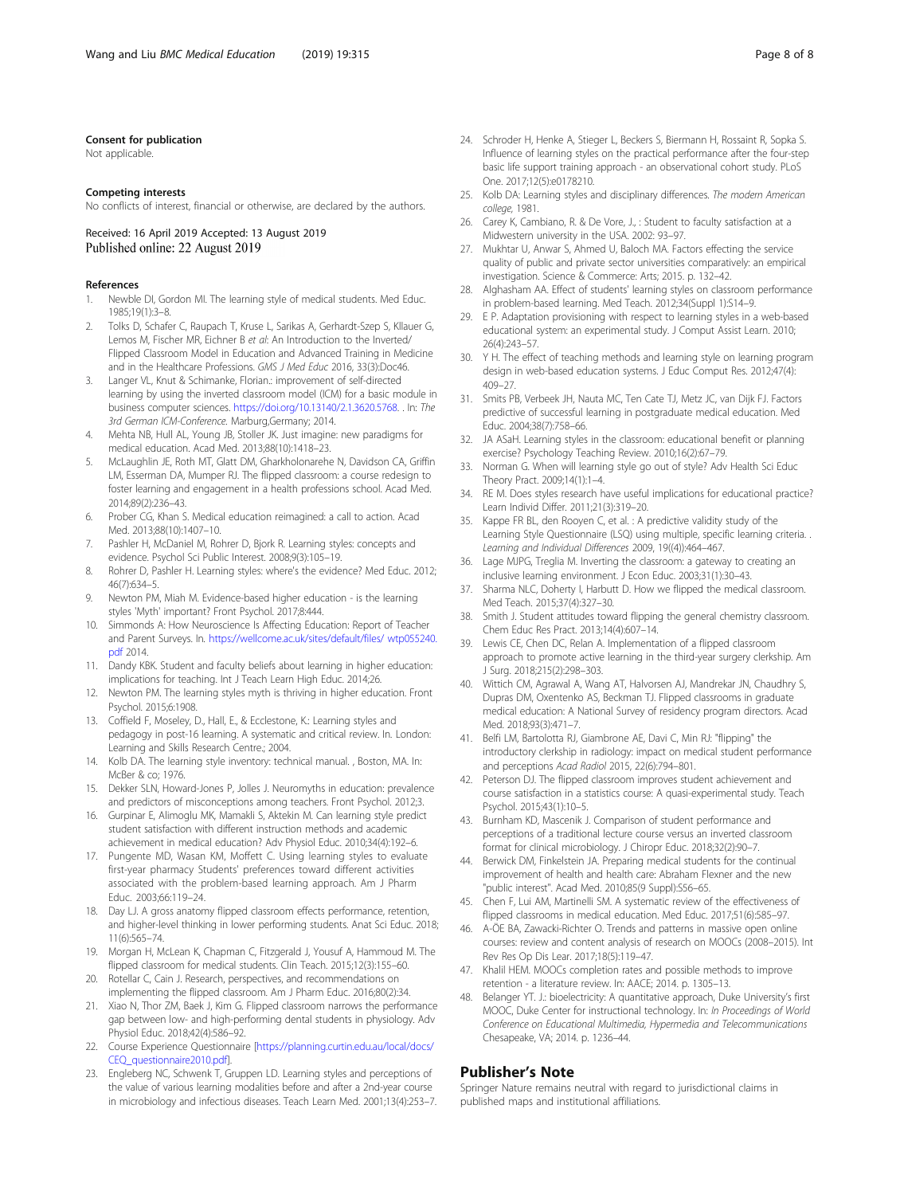### Consent for publication

Not applicable.

### Competing interests

No conflicts of interest, financial or otherwise, are declared by the authors.

Received: 16 April 2019 Accepted: 13 August 2019
Published online: 22 August 2019

### References

1. Newble DI, Gordon MI. The learning style of medical students. Med Educ. 1985;19(1):3–8.
2. Tolks D, Schafer C, Raupach T, Kruse L, Sarikas A, Gerhardt-Szep S, Kllauer G, Lemos M, Fischer MR, Eichner B *et al*: An Introduction to the Inverted/Flipped Classroom Model in Education and Advanced Training in Medicine and in the Healthcare Professions. *GMS J Med Educ* 2016, 33(3):Doc46.
3. Langer VL, Knut & Schimanke, Florian.: improvement of self-directed learning by using the inverted classroom model (ICM) for a basic module in business computer sciences. https://doi.org/10.13140/2.1.3620.5768. . In: *The 3rd German ICM-Conference.* Marburg,Germany; 2014.
4. Mehta NB, Hull AL, Young JB, Stoller JK. Just imagine: new paradigms for medical education. Acad Med. 2013;88(10):1418–23.
5. McLaughlin JE, Roth MT, Glatt DM, Gharkholonarehe N, Davidson CA, Griffin LM, Esserman DA, Mumper RJ. The flipped classroom: a course redesign to foster learning and engagement in a health professions school. Acad Med. 2014;89(2):236–43.
6. Prober CG, Khan S. Medical education reimagined: a call to action. Acad Med. 2013;88(10):1407–10.
7. Pashler H, McDaniel M, Rohrer D, Bjork R. Learning styles: concepts and evidence. Psychol Sci Public Interest. 2008;9(3):105–19.
8. Rohrer D, Pashler H. Learning styles: where's the evidence? Med Educ. 2012;46(7):634–5.
9. Newton PM, Miah M. Evidence-based higher education - is the learning styles 'Myth' important? Front Psychol. 2017;8:444.
10. Simmonds A: How Neuroscience Is Affecting Education: Report of Teacher and Parent Surveys. In. https://wellcome.ac.uk/sites/default/files/ wtp055240.pdf 2014.
11. Dandy KBK. Student and faculty beliefs about learning in higher education: implications for teaching. Int J Teach Learn High Educ. 2014;26.
12. Newton PM. The learning styles myth is thriving in higher education. Front Psychol. 2015;6:1908.
13. Coffield F, Moseley, D., Hall, E., & Ecclestone, K.: Learning styles and pedagogy in post-16 learning. A systematic and critical review. In. London: Learning and Skills Research Centre.; 2004.
14. Kolb DA. The learning style inventory: technical manual. , Boston, MA. In: McBer & co; 1976.
15. Dekker SLN, Howard-Jones P, Jolles J. Neuromyths in education: prevalence and predictors of misconceptions among teachers. Front Psychol. 2012;3.
16. Gurpinar E, Alimoglu MK, Mamakli S, Aktekin M. Can learning style predict student satisfaction with different instruction methods and academic achievement in medical education? Adv Physiol Educ. 2010;34(4):192–6.
17. Pungente MD, Wasan KM, Moffett C. Using learning styles to evaluate first-year pharmacy Students' preferences toward different activities associated with the problem-based learning approach. Am J Pharm Educ. 2003;66:119–24.
18. Day LJ. A gross anatomy flipped classroom effects performance, retention, and higher-level thinking in lower performing students. Anat Sci Educ. 2018;11(6):565–74.
19. Morgan H, McLean K, Chapman C, Fitzgerald J, Yousuf A, Hammoud M. The flipped classroom for medical students. Clin Teach. 2015;12(3):155–60.
20. Rotellar C, Cain J. Research, perspectives, and recommendations on implementing the flipped classroom. Am J Pharm Educ. 2016;80(2):34.
21. Xiao N, Thor ZM, Baek J, Kim G. Flipped classroom narrows the performance gap between low- and high-performing dental students in physiology. Adv Physiol Educ. 2018;42(4):586–92.
22. Course Experience Questionnaire [https://planning.curtin.edu.au/local/docs/CEQ_questionnaire2010.pdf].
23. Engleberg NC, Schwenk T, Gruppen LD. Learning styles and perceptions of the value of various learning modalities before and after a 2nd-year course in microbiology and infectious diseases. Teach Learn Med. 2001;13(4):253–7.
24. Schroder H, Henke A, Stieger L, Beckers S, Biermann H, Rossaint R, Sopka S. Influence of learning styles on the practical performance after the four-step basic life support training approach - an observational cohort study. PLoS One. 2017;12(5):e0178210.
25. Kolb DA: Learning styles and disciplinary differences. *The modern American college*, 1981.
26. Carey K, Cambiano, R. & De Vore, J., : Student to faculty satisfaction at a Midwestern university in the USA. 2002: 93–97.
27. Mukhtar U, Anwar S, Ahmed U, Baloch MA. Factors effecting the service quality of public and private sector universities comparatively: an empirical investigation. Science & Commerce: Arts; 2015. p. 132–42.
28. Alghasham AA. Effect of students' learning styles on classroom performance in problem-based learning. Med Teach. 2012;34(Suppl 1):S14–9.
29. E P. Adaptation provisioning with respect to learning styles in a web-based educational system: an experimental study. J Comput Assist Learn. 2010;26(4):243–57.
30. Y H. The effect of teaching methods and learning style on learning program design in web-based education systems. J Educ Comput Res. 2012;47(4):409–27.
31. Smits PB, Verbeek JH, Nauta MC, Ten Cate TJ, Metz JC, van Dijk FJ. Factors predictive of successful learning in postgraduate medical education. Med Educ. 2004;38(7):758–66.
32. JA ASaH. Learning styles in the classroom: educational benefit or planning exercise? Psychology Teaching Review. 2010;16(2):67–79.
33. Norman G. When will learning style go out of style? Adv Health Sci Educ Theory Pract. 2009;14(1):1–4.
34. RE M. Does styles research have useful implications for educational practice? Learn Individ Differ. 2011;21(3):319–20.
35. Kappe FR BL, den Rooyen C, et al. : A predictive validity study of the Learning Style Questionnaire (LSQ) using multiple, specific learning criteria. . *Learning and Individual Differences* 2009, 19((4)):464–467.
36. Lage MJPG, Treglia M. Inverting the classroom: a gateway to creating an inclusive learning environment. J Econ Educ. 2003;31(1):30–43.
37. Sharma NLC, Doherty I, Harbutt D. How we flipped the medical classroom. Med Teach. 2015;37(4):327–30.
38. Smith J. Student attitudes toward flipping the general chemistry classroom. Chem Educ Res Pract. 2013;14(4):607–14.
39. Lewis CE, Chen DC, Relan A. Implementation of a flipped classroom approach to promote active learning in the third-year surgery clerkship. Am J Surg. 2018;215(2):298–303.
40. Wittich CM, Agrawal A, Wang AT, Halvorsen AJ, Mandrekar JN, Chaudhry S, Dupras DM, Oxentenko AS, Beckman TJ. Flipped classrooms in graduate medical education: A National Survey of residency program directors. Acad Med. 2018;93(3):471–7.
41. Belfi LM, Bartolotta RJ, Giambrone AE, Davi C, Min RJ: "flipping" the introductory clerkship in radiology: impact on medical student performance and perceptions *Acad Radiol* 2015, 22(6):794–801.
42. Peterson DJ. The flipped classroom improves student achievement and course satisfaction in a statistics course: A quasi-experimental study. Teach Psychol. 2015;43(1):10–5.
43. Burnham KD, Mascenik J. Comparison of student performance and perceptions of a traditional lecture course versus an inverted classroom format for clinical microbiology. J Chiropr Educ. 2018;32(2):90–7.
44. Berwick DM, Finkelstein JA. Preparing medical students for the continual improvement of health and health care: Abraham Flexner and the new "public interest". Acad Med. 2010;85(9 Suppl):S56–65.
45. Chen F, Lui AM, Martinelli SM. A systematic review of the effectiveness of flipped classrooms in medical education. Med Educ. 2017;51(6):585–97.
46. A-ÖE BA, Zawacki-Richter O. Trends and patterns in massive open online courses: review and content analysis of research on MOOCs (2008–2015). Int Rev Res Op Dis Lear. 2017;18(5):119–47.
47. Khalil HEM. MOOCs completion rates and possible methods to improve retention - a literature review. In: AACE; 2014. p. 1305–13.
48. Belanger YT. J.: bioelectricity: A quantitative approach, Duke University's first MOOC, Duke Center for instructional technology. In: *In Proceedings of World Conference on Educational Multimedia, Hypermedia and Telecommunications* Chesapeake, VA; 2014. p. 1236–44.

## Publisher's Note

Springer Nature remains neutral with regard to jurisdictional claims in published maps and institutional affiliations.